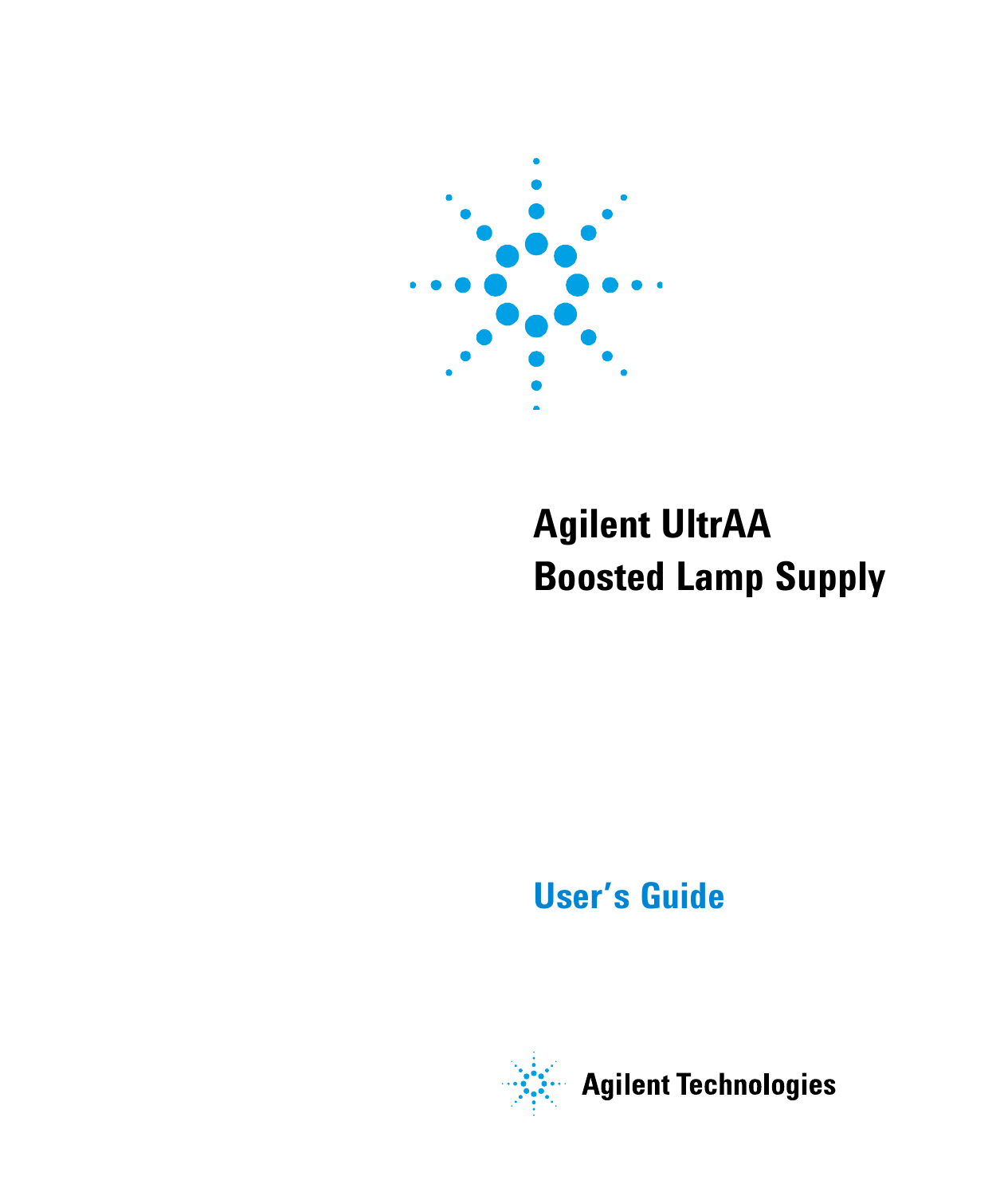# Agilent UltrAA Boosted Lamp Supply

## User's Guide

Agilent Technologies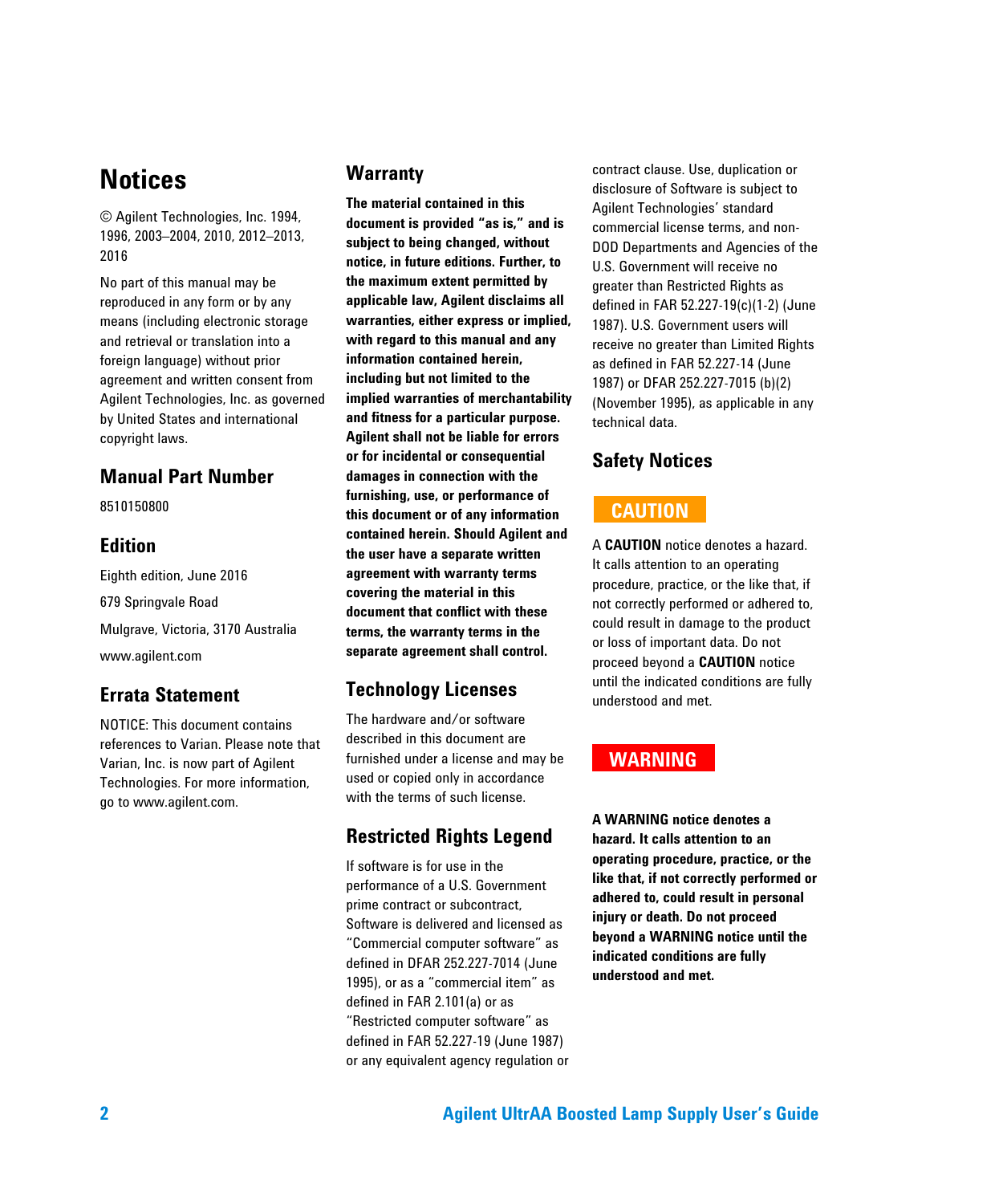# Notices

© Agilent Technologies, Inc. 1994, 1996, 2003–2004, 2010, 2012–2013, 2016

No part of this manual may be reproduced in any form or by any means (including electronic storage and retrieval or translation into a foreign language) without prior agreement and written consent from Agilent Technologies, Inc. as governed by United States and international copyright laws.

## Manual Part Number

8510150800

## Edition

Eighth edition, June 2016

679 Springvale Road

Mulgrave, Victoria, 3170 Australia

www.agilent.com

## Errata Statement

NOTICE: This document contains references to Varian. Please note that Varian, Inc. is now part of Agilent Technologies. For more information, go to www.agilent.com.

## Warranty

**The material contained in this document is provided "as is," and is subject to being changed, without notice, in future editions. Further, to the maximum extent permitted by applicable law, Agilent disclaims all warranties, either express or implied, with regard to this manual and any information contained herein, including but not limited to the implied warranties of merchantability and fitness for a particular purpose. Agilent shall not be liable for errors or for incidental or consequential damages in connection with the furnishing, use, or performance of this document or of any information contained herein. Should Agilent and the user have a separate written agreement with warranty terms covering the material in this document that conflict with these terms, the warranty terms in the separate agreement shall control.**

## Technology Licenses

The hardware and/or software described in this document are furnished under a license and may be used or copied only in accordance with the terms of such license.

## Restricted Rights Legend

If software is for use in the performance of a U.S. Government prime contract or subcontract, Software is delivered and licensed as "Commercial computer software" as defined in DFAR 252.227-7014 (June 1995), or as a "commercial item" as defined in FAR 2.101(a) or as "Restricted computer software" as defined in FAR 52.227-19 (June 1987) or any equivalent agency regulation or contract clause. Use, duplication or disclosure of Software is subject to Agilent Technologies' standard commercial license terms, and non-DOD Departments and Agencies of the U.S. Government will receive no greater than Restricted Rights as defined in FAR 52.227-19(c)(1-2) (June 1987). U.S. Government users will receive no greater than Limited Rights as defined in FAR 52.227-14 (June 1987) or DFAR 252.227-7015 (b)(2) (November 1995), as applicable in any technical data.

## Safety Notices

**CAUTION**

A **CAUTION** notice denotes a hazard. It calls attention to an operating procedure, practice, or the like that, if not correctly performed or adhered to, could result in damage to the product or loss of important data. Do not proceed beyond a **CAUTION** notice until the indicated conditions are fully understood and met.

**WARNING**

**A WARNING notice denotes a hazard. It calls attention to an operating procedure, practice, or the like that, if not correctly performed or adhered to, could result in personal injury or death. Do not proceed beyond a WARNING notice until the indicated conditions are fully understood and met.**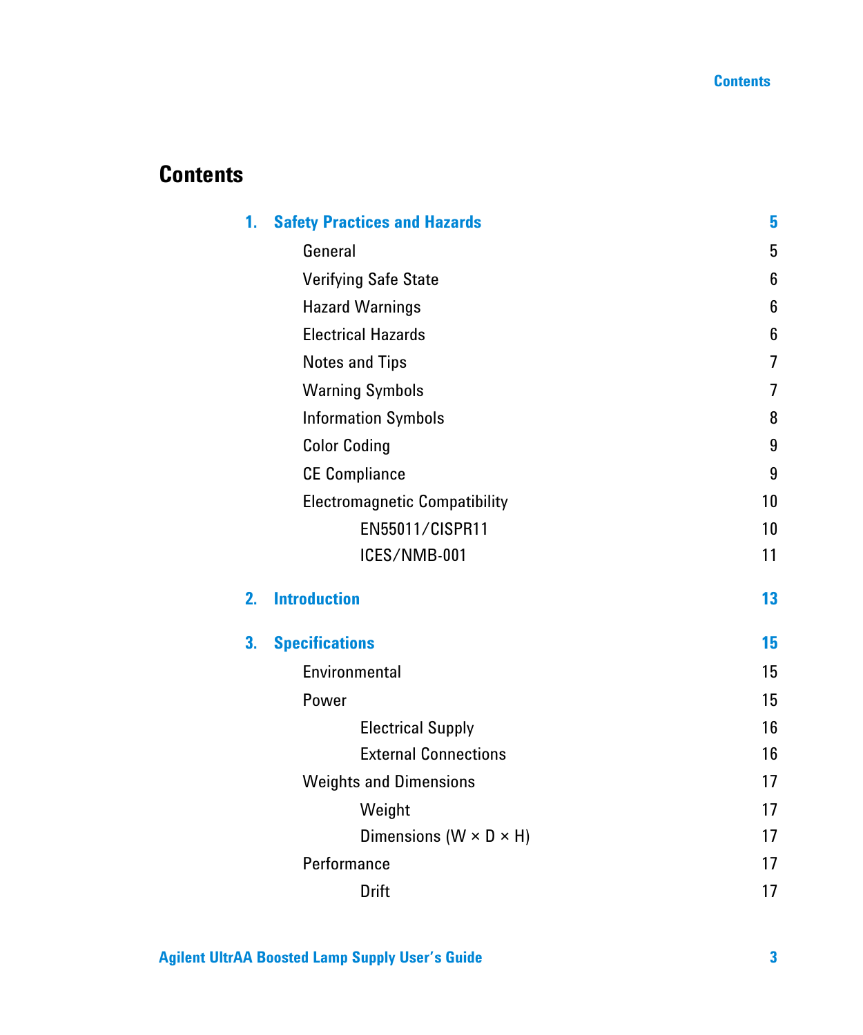# Contents

**1. Safety Practices and Hazards** **5**

- General 5
- Verifying Safe State 6
- Hazard Warnings 6
- Electrical Hazards 6
- Notes and Tips 7
- Warning Symbols 7
- Information Symbols 8
- Color Coding 9
- CE Compliance 9
- Electromagnetic Compatibility 10
  - EN55011/CISPR11 10
  - ICES/NMB-001 11

**2. Introduction** **13**

**3. Specifications** **15**

- Environmental 15
- Power 15
  - Electrical Supply 16
  - External Connections 16
- Weights and Dimensions 17
  - Weight 17
  - Dimensions (W × D × H) 17
- Performance 17
  - Drift 17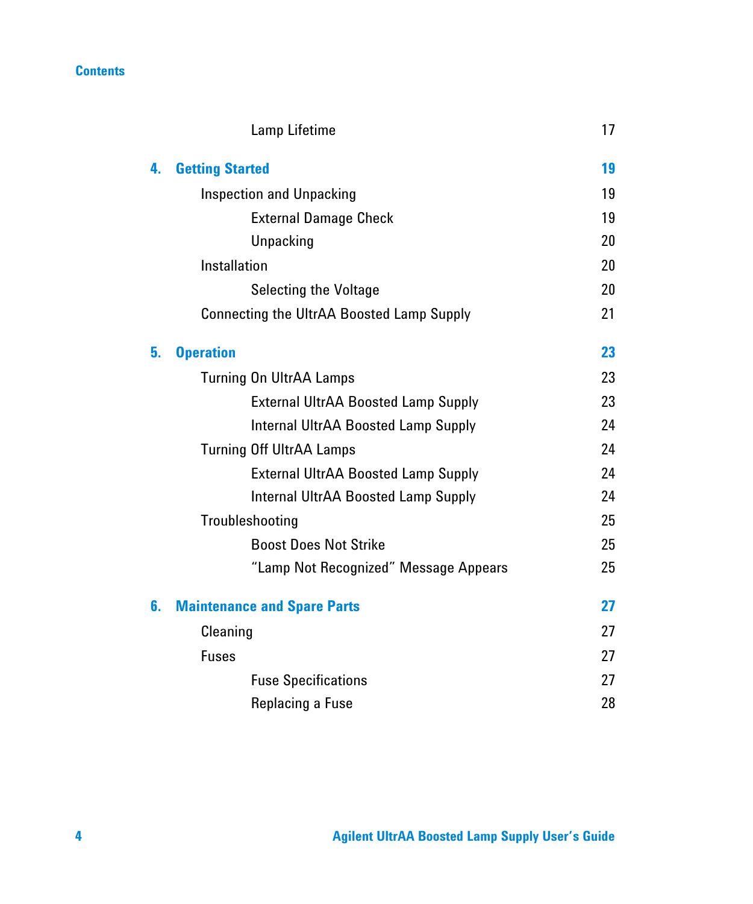Lamp Lifetime 17

**4. Getting Started 19**

- Inspection and Unpacking 19
  - External Damage Check 19
  - Unpacking 20
- Installation 20
  - Selecting the Voltage 20
- Connecting the UltrAA Boosted Lamp Supply 21

**5. Operation 23**

- Turning On UltrAA Lamps 23
  - External UltrAA Boosted Lamp Supply 23
  - Internal UltrAA Boosted Lamp Supply 24
- Turning Off UltrAA Lamps 24
  - External UltrAA Boosted Lamp Supply 24
  - Internal UltrAA Boosted Lamp Supply 24
- Troubleshooting 25
  - Boost Does Not Strike 25
  - “Lamp Not Recognized” Message Appears 25

**6. Maintenance and Spare Parts 27**

- Cleaning 27
- Fuses 27
  - Fuse Specifications 27
  - Replacing a Fuse 28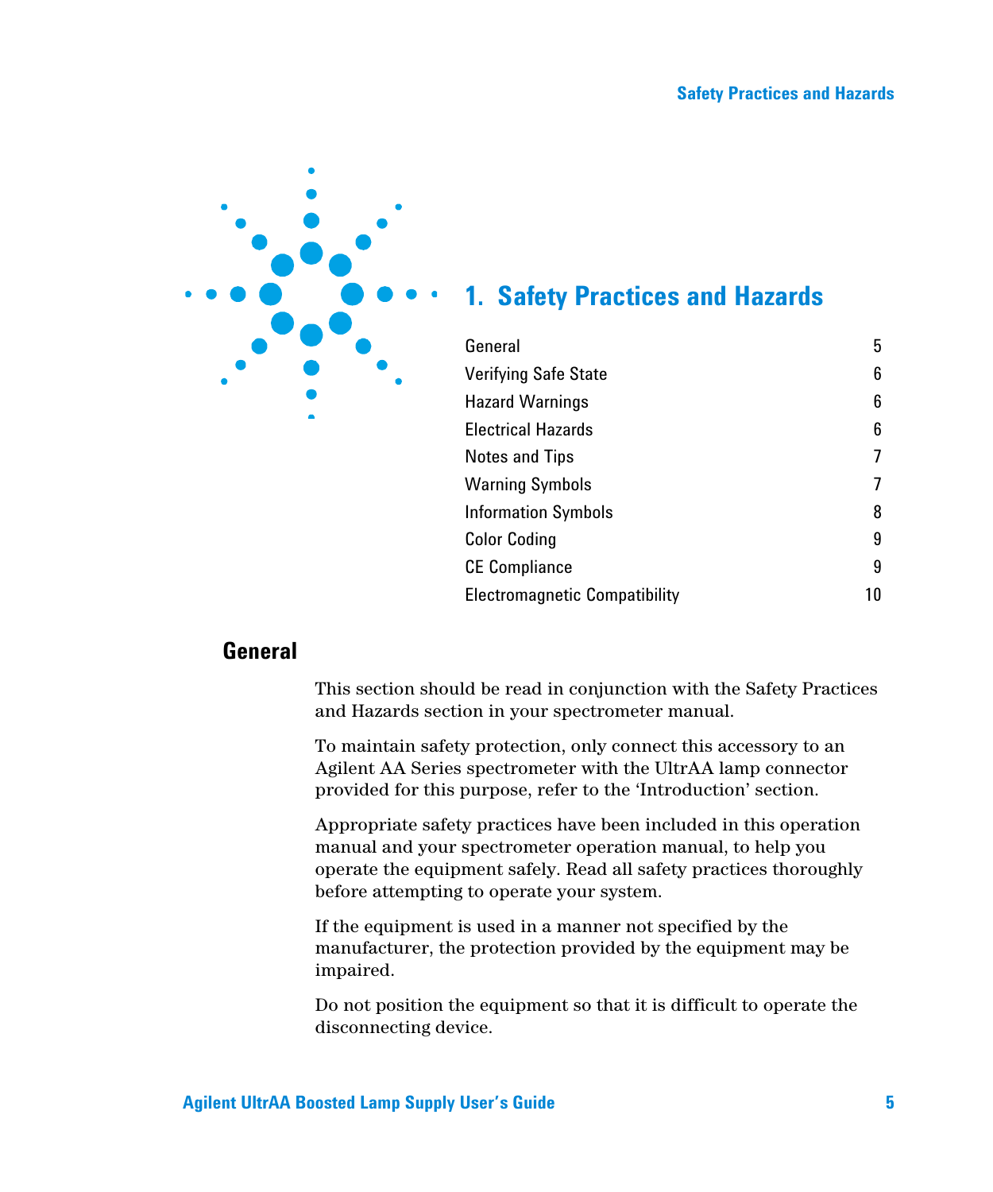# 1. Safety Practices and Hazards

| | |
|---|---|
| General | 5 |
| Verifying Safe State | 6 |
| Hazard Warnings | 6 |
| Electrical Hazards | 6 |
| Notes and Tips | 7 |
| Warning Symbols | 7 |
| Information Symbols | 8 |
| Color Coding | 9 |
| CE Compliance | 9 |
| Electromagnetic Compatibility | 10 |

## General

This section should be read in conjunction with the Safety Practices and Hazards section in your spectrometer manual.

To maintain safety protection, only connect this accessory to an Agilent AA Series spectrometer with the UltrAA lamp connector provided for this purpose, refer to the 'Introduction' section.

Appropriate safety practices have been included in this operation manual and your spectrometer operation manual, to help you operate the equipment safely. Read all safety practices thoroughly before attempting to operate your system.

If the equipment is used in a manner not specified by the manufacturer, the protection provided by the equipment may be impaired.

Do not position the equipment so that it is difficult to operate the disconnecting device.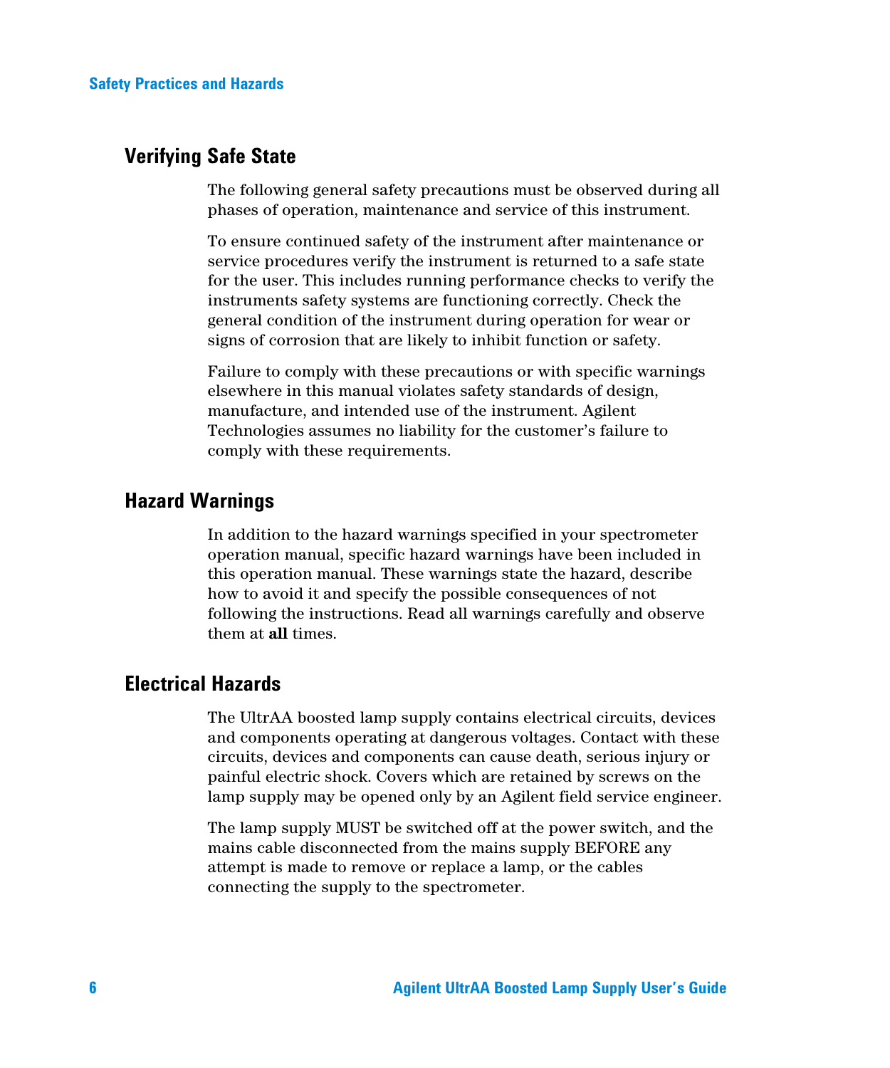## Verifying Safe State

The following general safety precautions must be observed during all phases of operation, maintenance and service of this instrument.

To ensure continued safety of the instrument after maintenance or service procedures verify the instrument is returned to a safe state for the user. This includes running performance checks to verify the instruments safety systems are functioning correctly. Check the general condition of the instrument during operation for wear or signs of corrosion that are likely to inhibit function or safety.

Failure to comply with these precautions or with specific warnings elsewhere in this manual violates safety standards of design, manufacture, and intended use of the instrument. Agilent Technologies assumes no liability for the customer's failure to comply with these requirements.

## Hazard Warnings

In addition to the hazard warnings specified in your spectrometer operation manual, specific hazard warnings have been included in this operation manual. These warnings state the hazard, describe how to avoid it and specify the possible consequences of not following the instructions. Read all warnings carefully and observe them at **all** times.

## Electrical Hazards

The UltrAA boosted lamp supply contains electrical circuits, devices and components operating at dangerous voltages. Contact with these circuits, devices and components can cause death, serious injury or painful electric shock. Covers which are retained by screws on the lamp supply may be opened only by an Agilent field service engineer.

The lamp supply MUST be switched off at the power switch, and the mains cable disconnected from the mains supply BEFORE any attempt is made to remove or replace a lamp, or the cables connecting the supply to the spectrometer.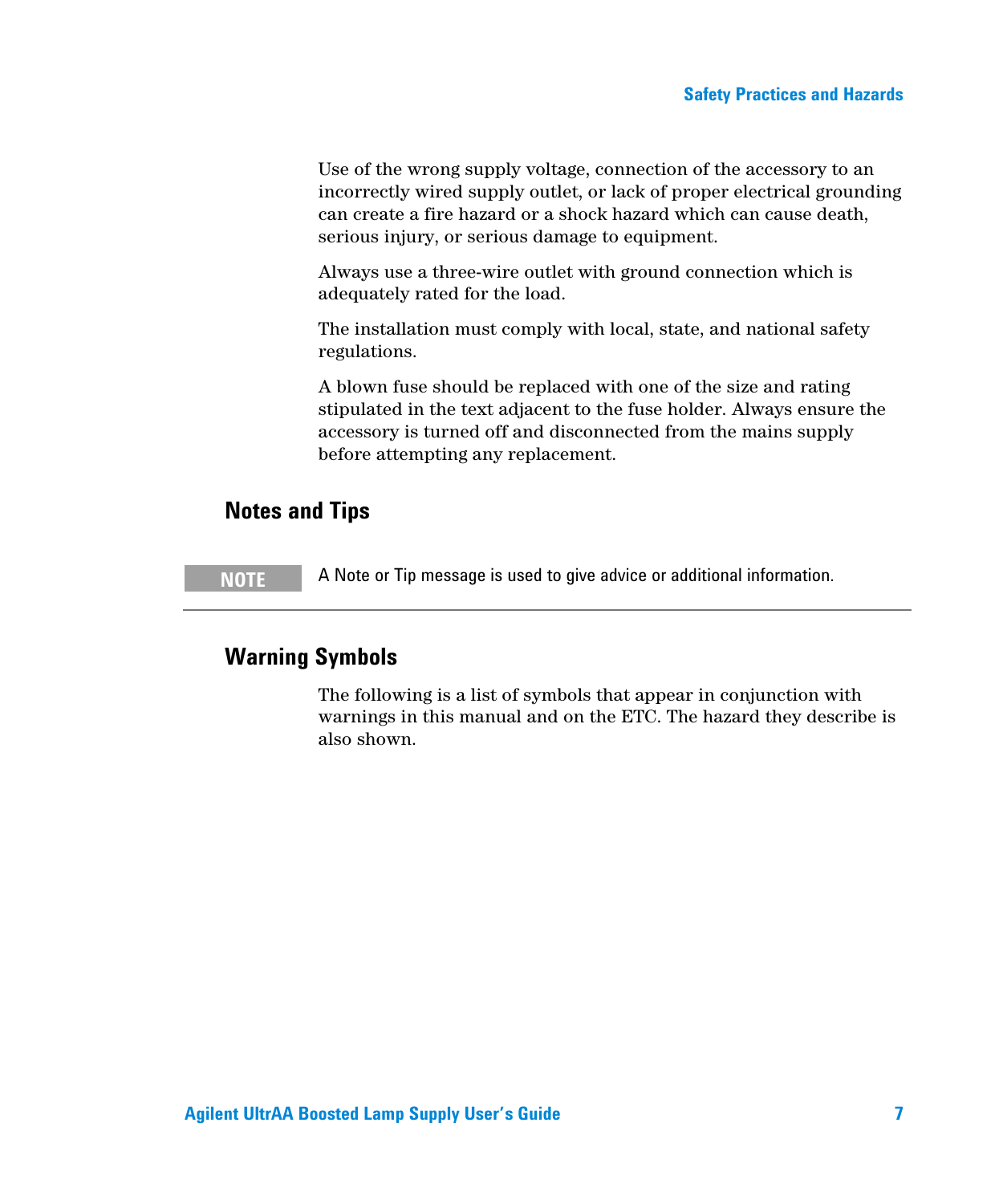Use of the wrong supply voltage, connection of the accessory to an incorrectly wired supply outlet, or lack of proper electrical grounding can create a fire hazard or a shock hazard which can cause death, serious injury, or serious damage to equipment.

Always use a three-wire outlet with ground connection which is adequately rated for the load.

The installation must comply with local, state, and national safety regulations.

A blown fuse should be replaced with one of the size and rating stipulated in the text adjacent to the fuse holder. Always ensure the accessory is turned off and disconnected from the mains supply before attempting any replacement.

## Notes and Tips

**NOTE** A Note or Tip message is used to give advice or additional information.

---

## Warning Symbols

The following is a list of symbols that appear in conjunction with warnings in this manual and on the ETC. The hazard they describe is also shown.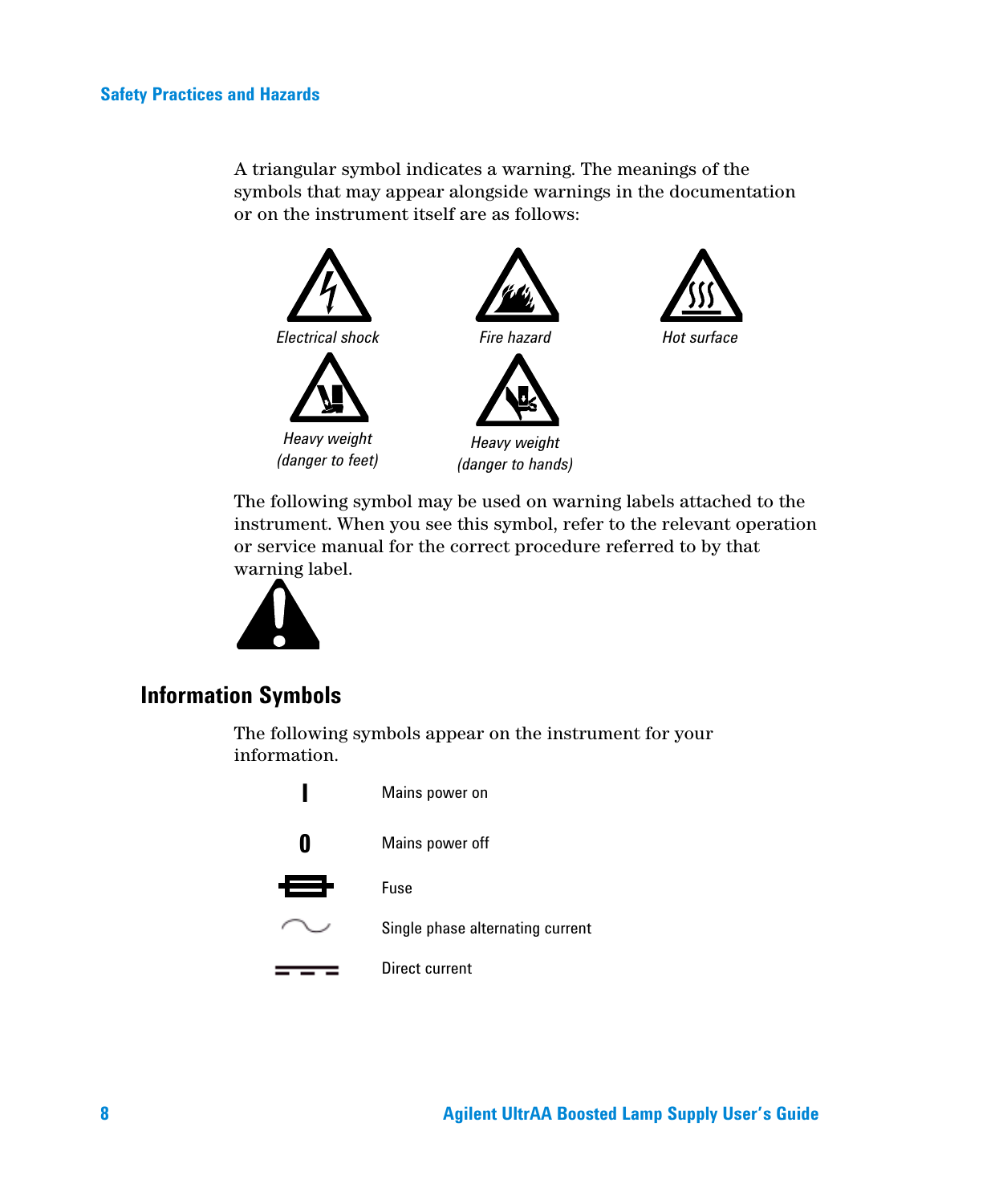A triangular symbol indicates a warning. The meanings of the symbols that may appear alongside warnings in the documentation or on the instrument itself are as follows:

*Electrical shock*

*Fire hazard*

*Hot surface*

*Heavy weight (danger to feet)*

*Heavy weight (danger to hands)*

The following symbol may be used on warning labels attached to the instrument. When you see this symbol, refer to the relevant operation or service manual for the correct procedure referred to by that warning label.

## Information Symbols

The following symbols appear on the instrument for your information.

| Symbol | Meaning |
| --- | --- |
| I | Mains power on |
| O | Mains power off |
| | Fuse |
| ~ | Single phase alternating current |
| | Direct current |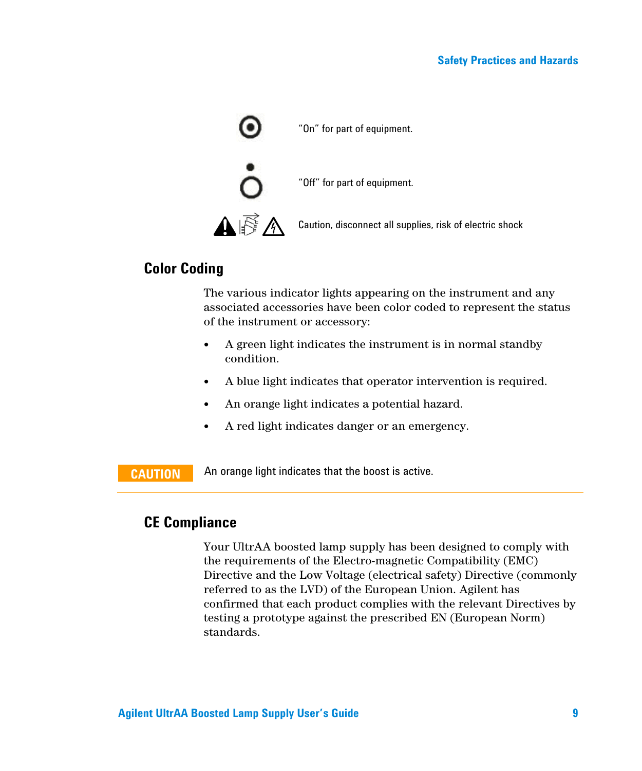| Symbol | Description |
| --- | --- |
|  | "On" for part of equipment. |
|  | "Off" for part of equipment. |
|  | Caution, disconnect all supplies, risk of electric shock |

## Color Coding

The various indicator lights appearing on the instrument and any associated accessories have been color coded to represent the status of the instrument or accessory:

- A green light indicates the instrument is in normal standby condition.
- A blue light indicates that operator intervention is required.
- An orange light indicates a potential hazard.
- A red light indicates danger or an emergency.

**CAUTION** An orange light indicates that the boost is active.

## CE Compliance

Your UltrAA boosted lamp supply has been designed to comply with the requirements of the Electro-magnetic Compatibility (EMC) Directive and the Low Voltage (electrical safety) Directive (commonly referred to as the LVD) of the European Union. Agilent has confirmed that each product complies with the relevant Directives by testing a prototype against the prescribed EN (European Norm) standards.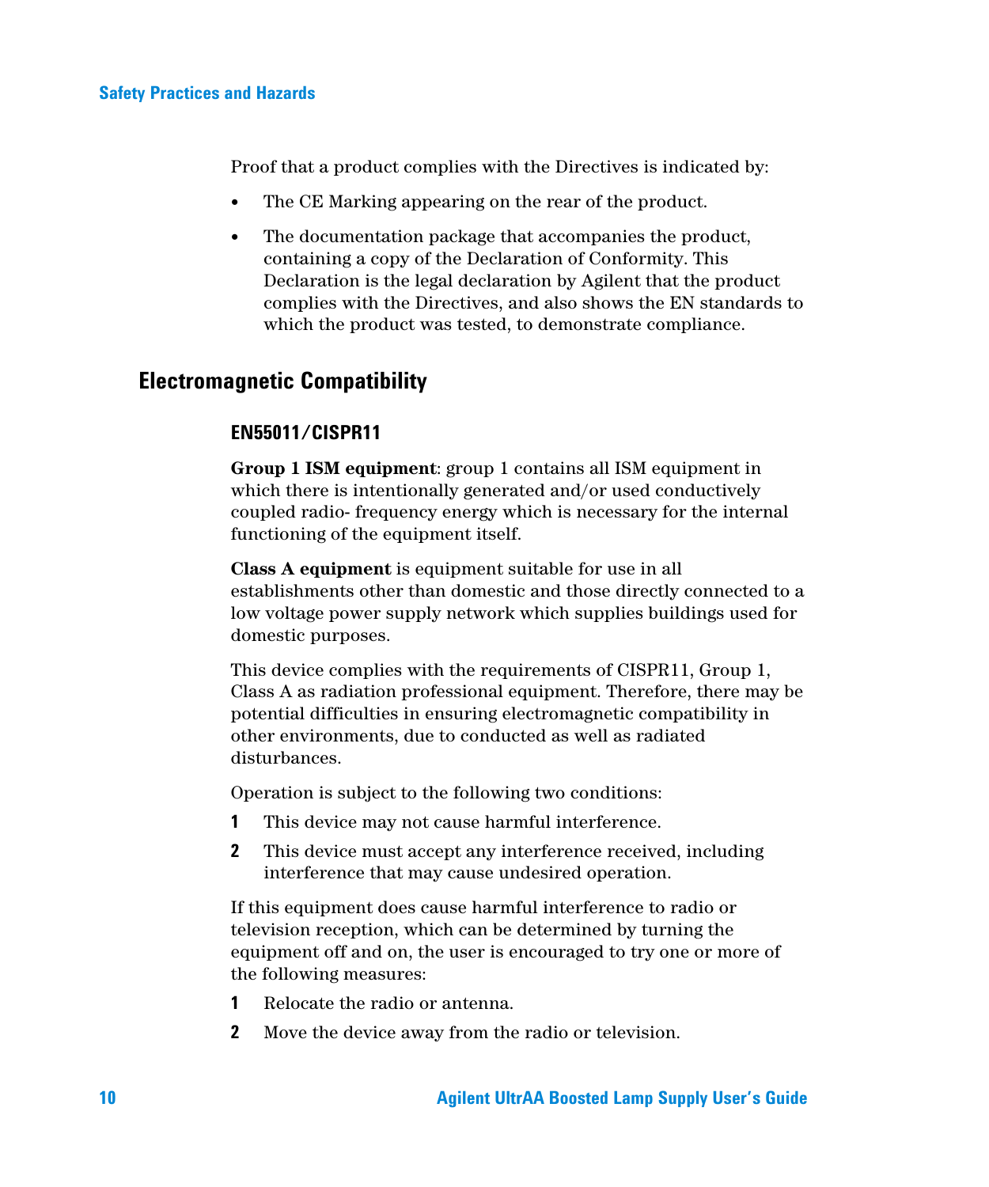Proof that a product complies with the Directives is indicated by:

- The CE Marking appearing on the rear of the product.
- The documentation package that accompanies the product, containing a copy of the Declaration of Conformity. This Declaration is the legal declaration by Agilent that the product complies with the Directives, and also shows the EN standards to which the product was tested, to demonstrate compliance.

## Electromagnetic Compatibility

### EN55011/CISPR11

**Group 1 ISM equipment**: group 1 contains all ISM equipment in which there is intentionally generated and/or used conductively coupled radio- frequency energy which is necessary for the internal functioning of the equipment itself.

**Class A equipment** is equipment suitable for use in all establishments other than domestic and those directly connected to a low voltage power supply network which supplies buildings used for domestic purposes.

This device complies with the requirements of CISPR11, Group 1, Class A as radiation professional equipment. Therefore, there may be potential difficulties in ensuring electromagnetic compatibility in other environments, due to conducted as well as radiated disturbances.

Operation is subject to the following two conditions:

1. This device may not cause harmful interference.
2. This device must accept any interference received, including interference that may cause undesired operation.

If this equipment does cause harmful interference to radio or television reception, which can be determined by turning the equipment off and on, the user is encouraged to try one or more of the following measures:

1. Relocate the radio or antenna.
2. Move the device away from the radio or television.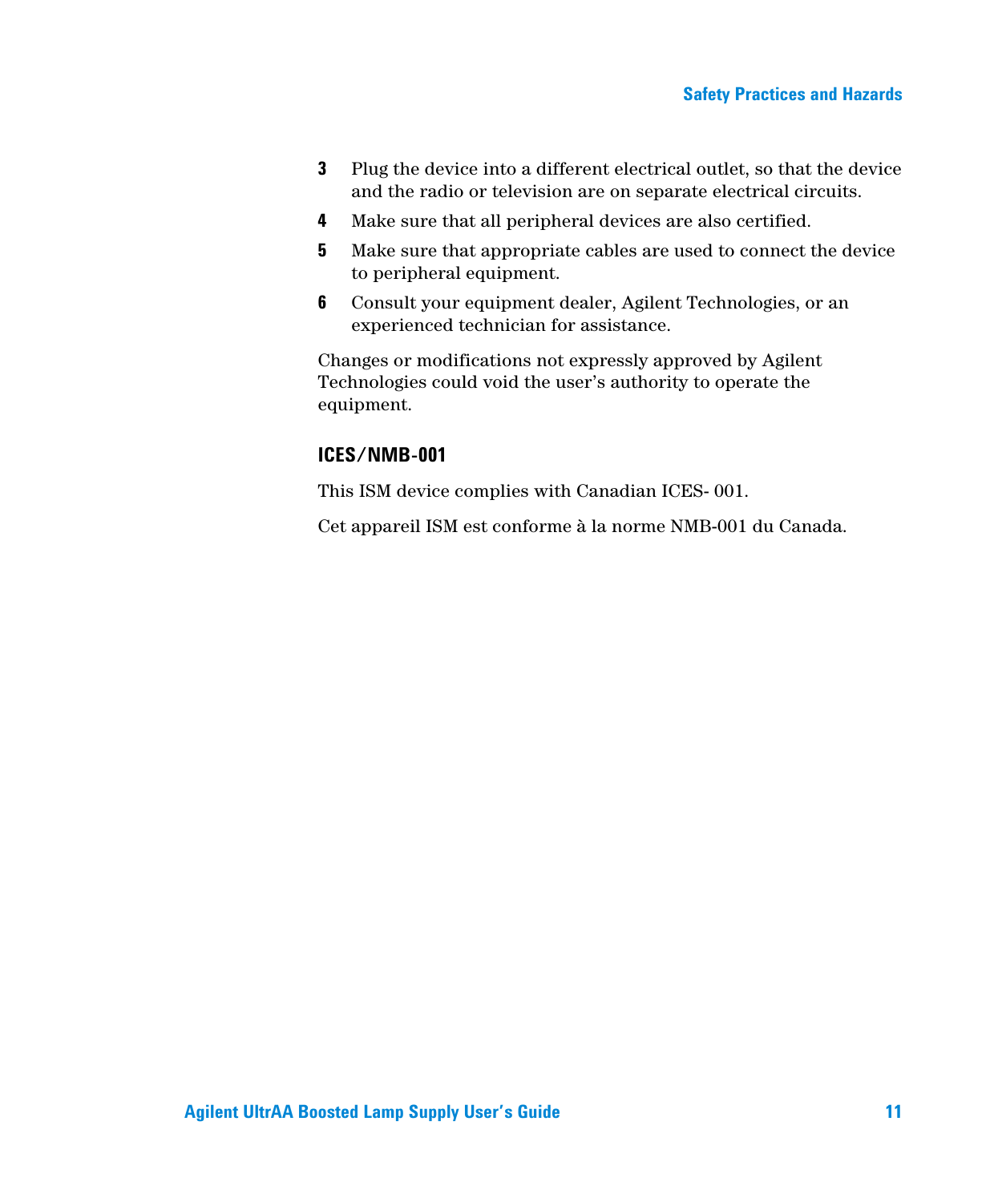3. Plug the device into a different electrical outlet, so that the device and the radio or television are on separate electrical circuits.
4. Make sure that all peripheral devices are also certified.
5. Make sure that appropriate cables are used to connect the device to peripheral equipment.
6. Consult your equipment dealer, Agilent Technologies, or an experienced technician for assistance.

Changes or modifications not expressly approved by Agilent Technologies could void the user's authority to operate the equipment.

### ICES/NMB-001

This ISM device complies with Canadian ICES- 001.

Cet appareil ISM est conforme à la norme NMB-001 du Canada.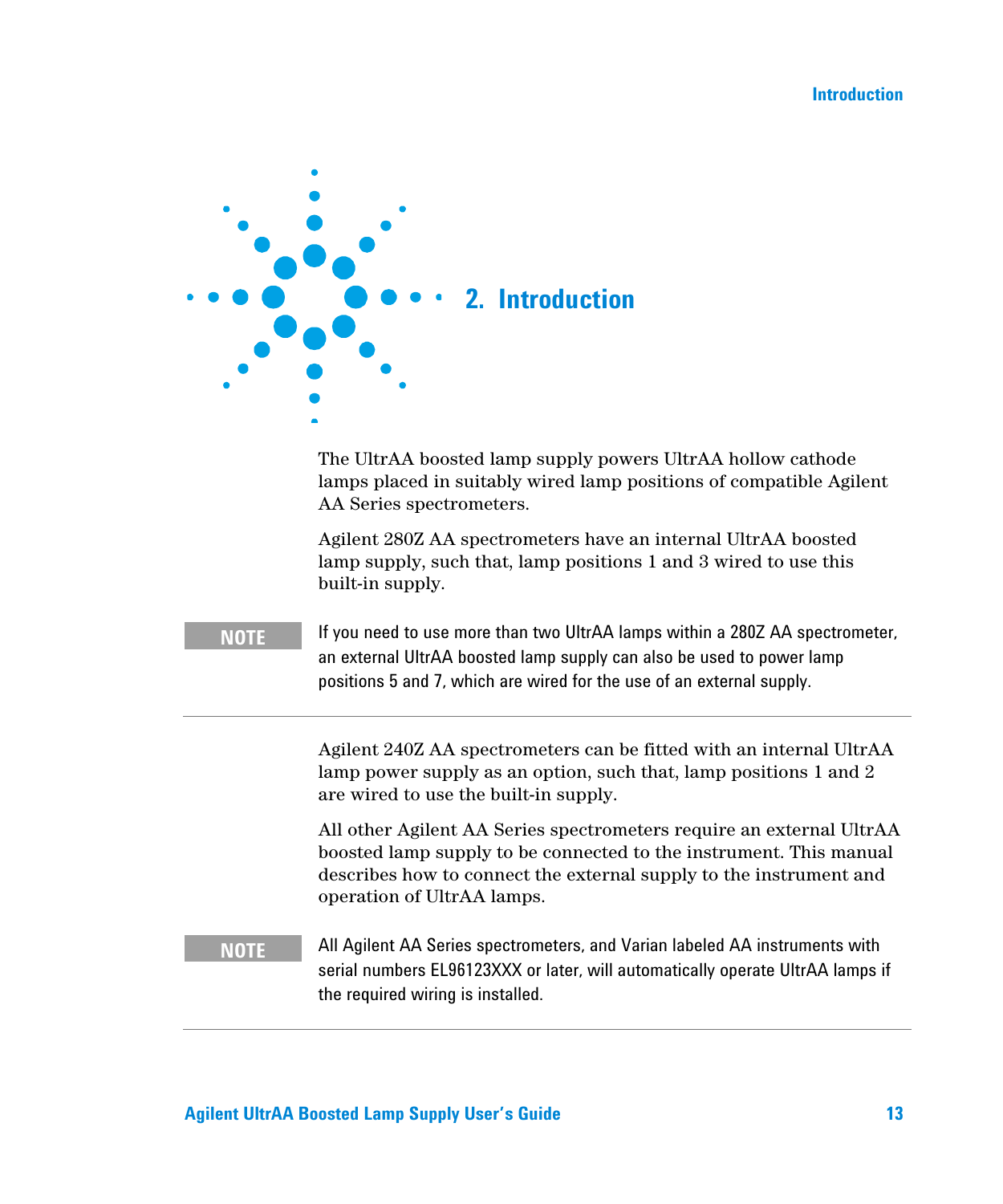# 2. Introduction

The UltrAA boosted lamp supply powers UltrAA hollow cathode lamps placed in suitably wired lamp positions of compatible Agilent AA Series spectrometers.

Agilent 280Z AA spectrometers have an internal UltrAA boosted lamp supply, such that, lamp positions 1 and 3 wired to use this built-in supply.

**NOTE**

If you need to use more than two UltrAA lamps within a 280Z AA spectrometer, an external UltrAA boosted lamp supply can also be used to power lamp positions 5 and 7, which are wired for the use of an external supply.

---

Agilent 240Z AA spectrometers can be fitted with an internal UltrAA lamp power supply as an option, such that, lamp positions 1 and 2 are wired to use the built-in supply.

All other Agilent AA Series spectrometers require an external UltrAA boosted lamp supply to be connected to the instrument. This manual describes how to connect the external supply to the instrument and operation of UltrAA lamps.

**NOTE**

All Agilent AA Series spectrometers, and Varian labeled AA instruments with serial numbers EL96123XXX or later, will automatically operate UltrAA lamps if the required wiring is installed.

---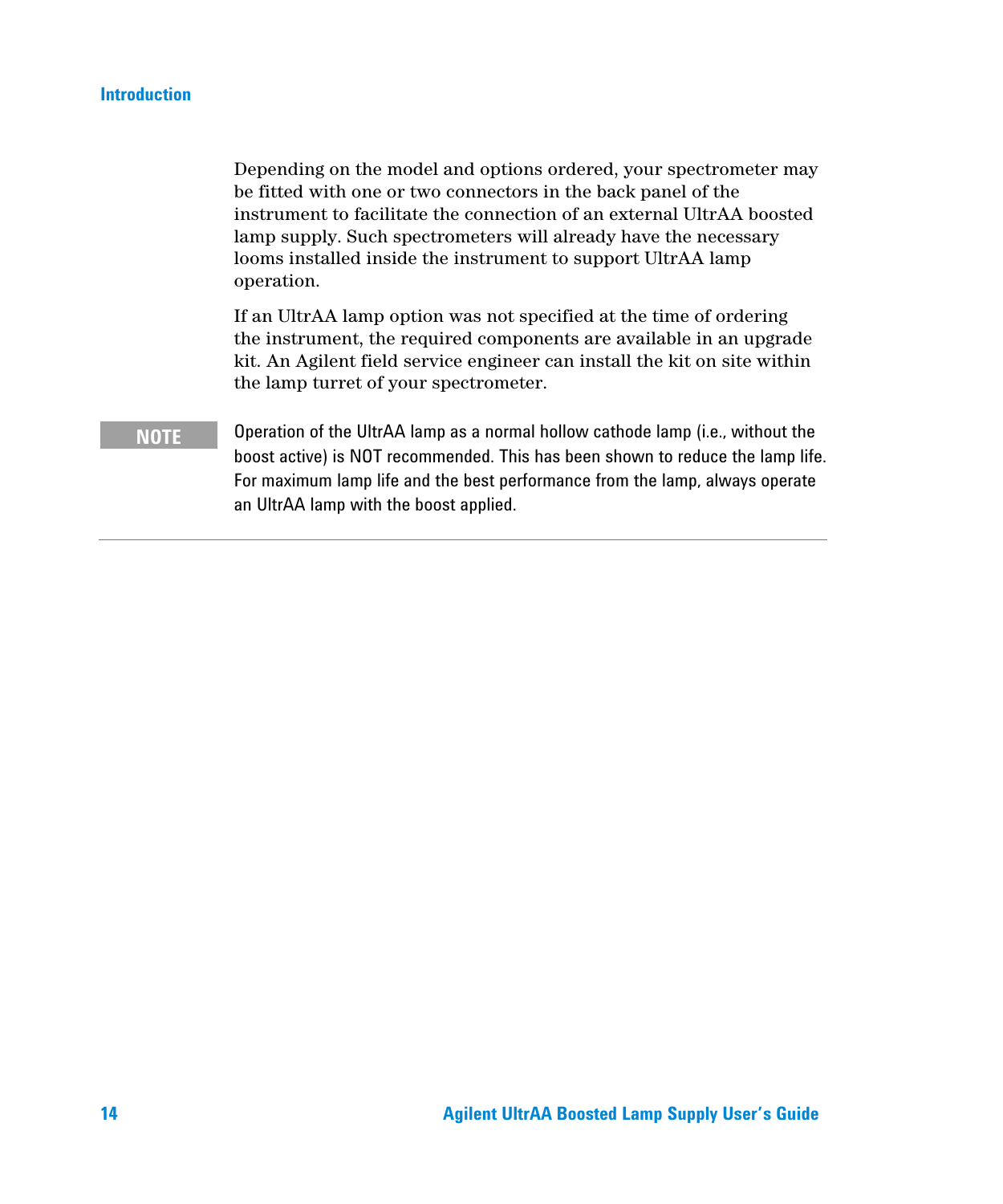Depending on the model and options ordered, your spectrometer may be fitted with one or two connectors in the back panel of the instrument to facilitate the connection of an external UltrAA boosted lamp supply. Such spectrometers will already have the necessary looms installed inside the instrument to support UltrAA lamp operation.

If an UltrAA lamp option was not specified at the time of ordering the instrument, the required components are available in an upgrade kit. An Agilent field service engineer can install the kit on site within the lamp turret of your spectrometer.

**NOTE**

Operation of the UltrAA lamp as a normal hollow cathode lamp (i.e., without the boost active) is NOT recommended. This has been shown to reduce the lamp life. For maximum lamp life and the best performance from the lamp, always operate an UltrAA lamp with the boost applied.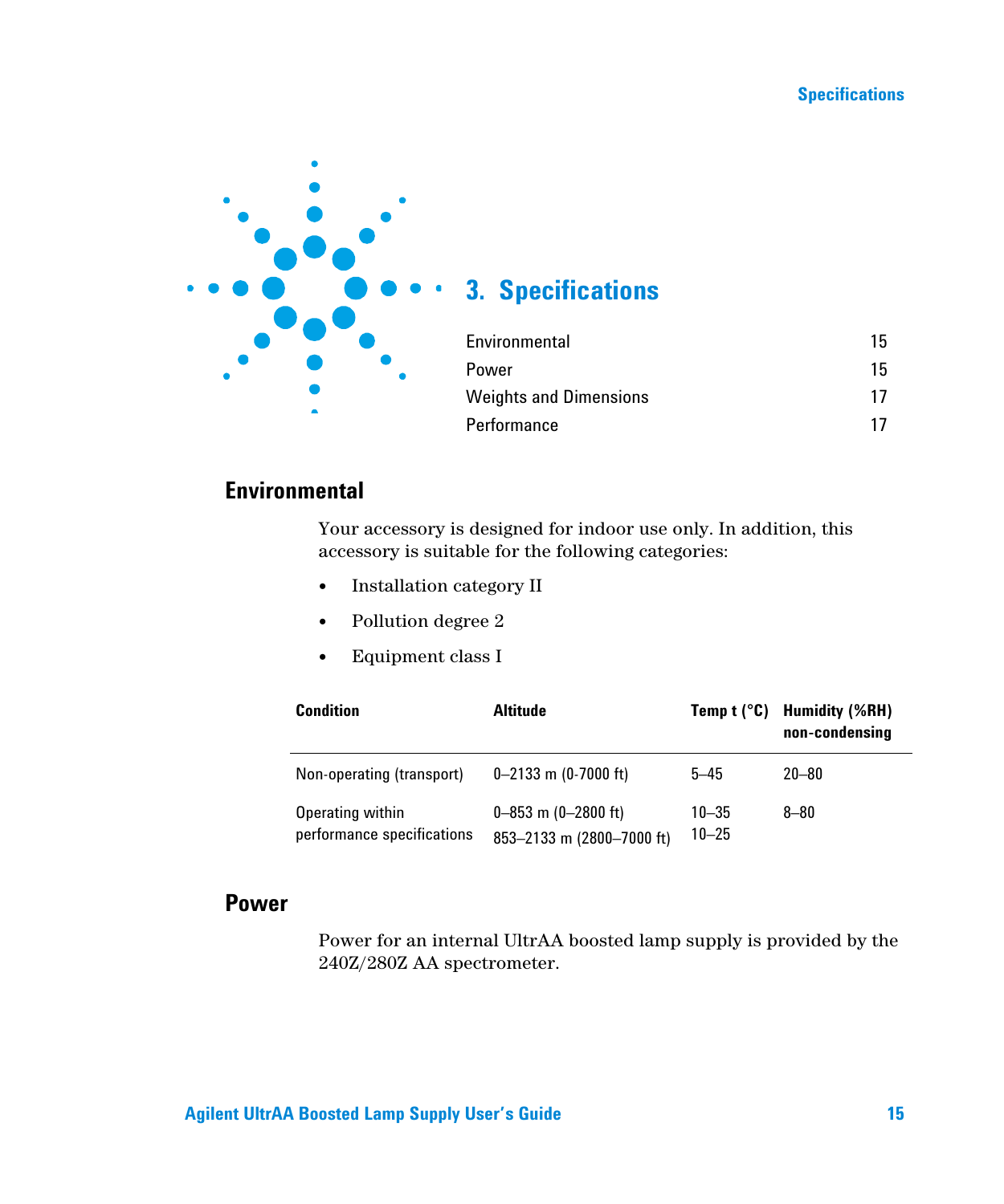# 3. Specifications

| | |
|---|---|
| Environmental | 15 |
| Power | 15 |
| Weights and Dimensions | 17 |
| Performance | 17 |

## Environmental

Your accessory is designed for indoor use only. In addition, this accessory is suitable for the following categories:

- Installation category II
- Pollution degree 2
- Equipment class I

| Condition | Altitude | Temp t (°C) | Humidity (%RH) non-condensing |
|---|---|---|---|
| Non-operating (transport) | 0–2133 m (0-7000 ft) | 5–45 | 20–80 |
| Operating within performance specifications | 0–853 m (0–2800 ft)<br>853–2133 m (2800–7000 ft) | 10–35<br>10–25 | 8–80 |

## Power

Power for an internal UltrAA boosted lamp supply is provided by the 240Z/280Z AA spectrometer.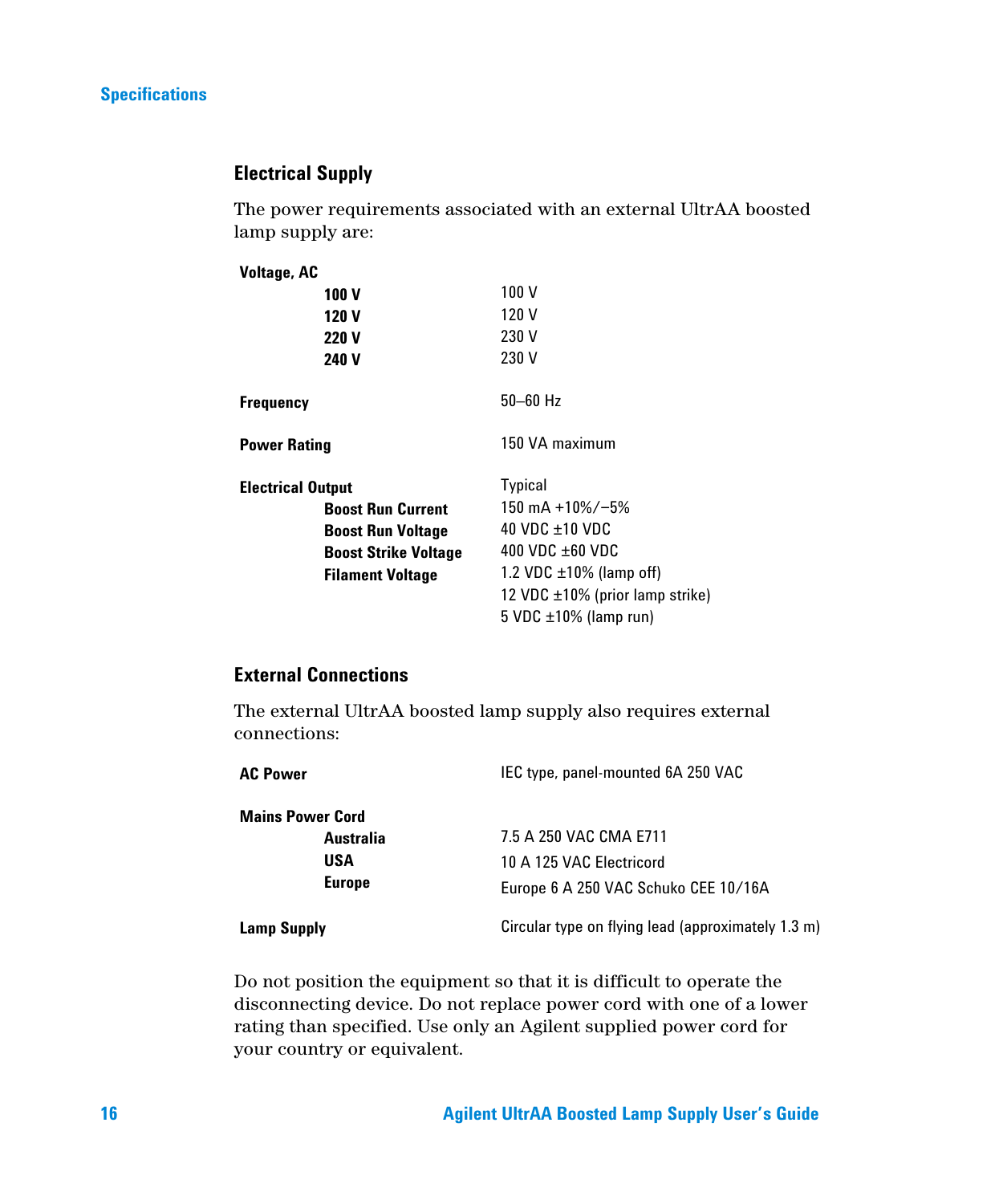## Electrical Supply

The power requirements associated with an external UltrAA boosted lamp supply are:

| | |
|---|---|
| **Voltage, AC** | |
| **100 V** | 100 V |
| **120 V** | 120 V |
| **220 V** | 230 V |
| **240 V** | 230 V |
| **Frequency** | 50–60 Hz |
| **Power Rating** | 150 VA maximum |
| **Electrical Output** | Typical |
| **Boost Run Current** | 150 mA +10%/−5% |
| **Boost Run Voltage** | 40 VDC ±10 VDC |
| **Boost Strike Voltage** | 400 VDC ±60 VDC |
| **Filament Voltage** | 1.2 VDC ±10% (lamp off)<br>12 VDC ±10% (prior lamp strike)<br>5 VDC ±10% (lamp run) |

## External Connections

The external UltrAA boosted lamp supply also requires external connections:

| | |
|---|---|
| **AC Power** | IEC type, panel-mounted 6A 250 VAC |
| **Mains Power Cord** | |
| **Australia** | 7.5 A 250 VAC CMA E711 |
| **USA** | 10 A 125 VAC Electricord |
| **Europe** | Europe 6 A 250 VAC Schuko CEE 10/16A |
| **Lamp Supply** | Circular type on flying lead (approximately 1.3 m) |

Do not position the equipment so that it is difficult to operate the disconnecting device. Do not replace power cord with one of a lower rating than specified. Use only an Agilent supplied power cord for your country or equivalent.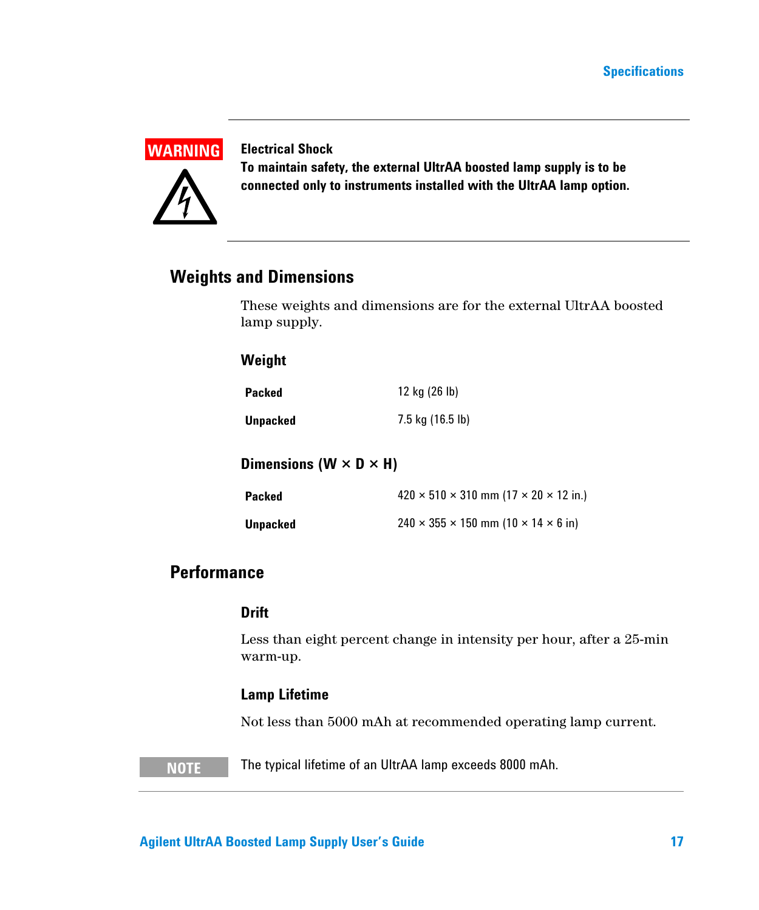**WARNING**

**Electrical Shock**
**To maintain safety, the external UltrAA boosted lamp supply is to be connected only to instruments installed with the UltrAA lamp option.**

## Weights and Dimensions

These weights and dimensions are for the external UltrAA boosted lamp supply.

### Weight

| | |
|---|---|
| **Packed** | 12 kg (26 lb) |
| **Unpacked** | 7.5 kg (16.5 lb) |

### Dimensions (W × D × H)

| | |
|---|---|
| **Packed** | 420 × 510 × 310 mm (17 × 20 × 12 in.) |
| **Unpacked** | 240 × 355 × 150 mm (10 × 14 × 6 in) |

## Performance

### Drift

Less than eight percent change in intensity per hour, after a 25-min warm-up.

### Lamp Lifetime

Not less than 5000 mAh at recommended operating lamp current.

**NOTE** The typical lifetime of an UltrAA lamp exceeds 8000 mAh.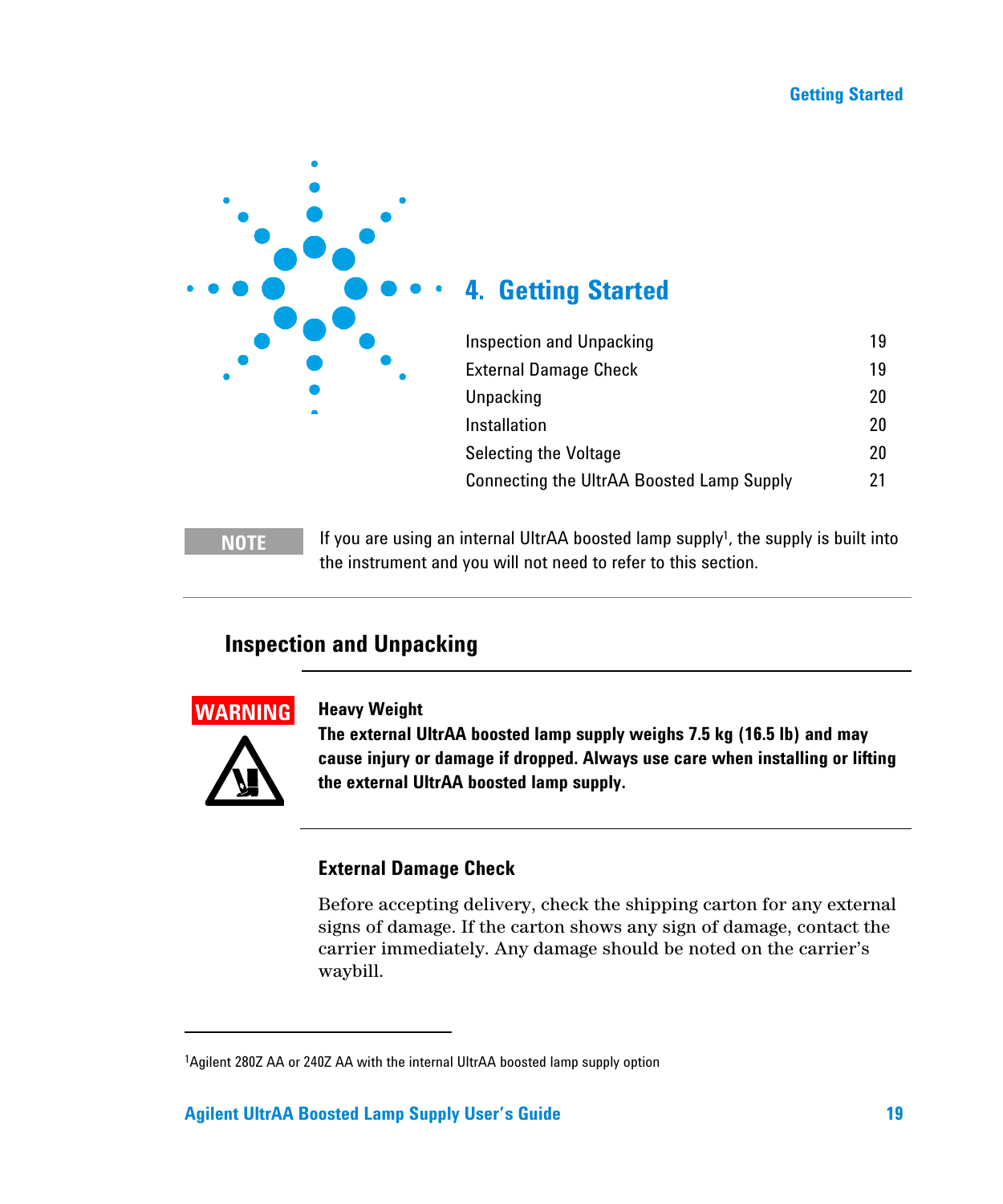# 4. Getting Started

| | |
|---|---|
| Inspection and Unpacking | 19 |
| External Damage Check | 19 |
| Unpacking | 20 |
| Installation | 20 |
| Selecting the Voltage | 20 |
| Connecting the UltrAA Boosted Lamp Supply | 21 |

**NOTE** If you are using an internal UltrAA boosted lamp supply[1], the supply is built into the instrument and you will not need to refer to this section.

## Inspection and Unpacking

**WARNING**

**Heavy Weight**

**The external UltrAA boosted lamp supply weighs 7.5 kg (16.5 lb) and may cause injury or damage if dropped. Always use care when installing or lifting the external UltrAA boosted lamp supply.**

### External Damage Check

Before accepting delivery, check the shipping carton for any external signs of damage. If the carton shows any sign of damage, contact the carrier immediately. Any damage should be noted on the carrier's waybill.

---

[1]Agilent 280Z AA or 240Z AA with the internal UltrAA boosted lamp supply option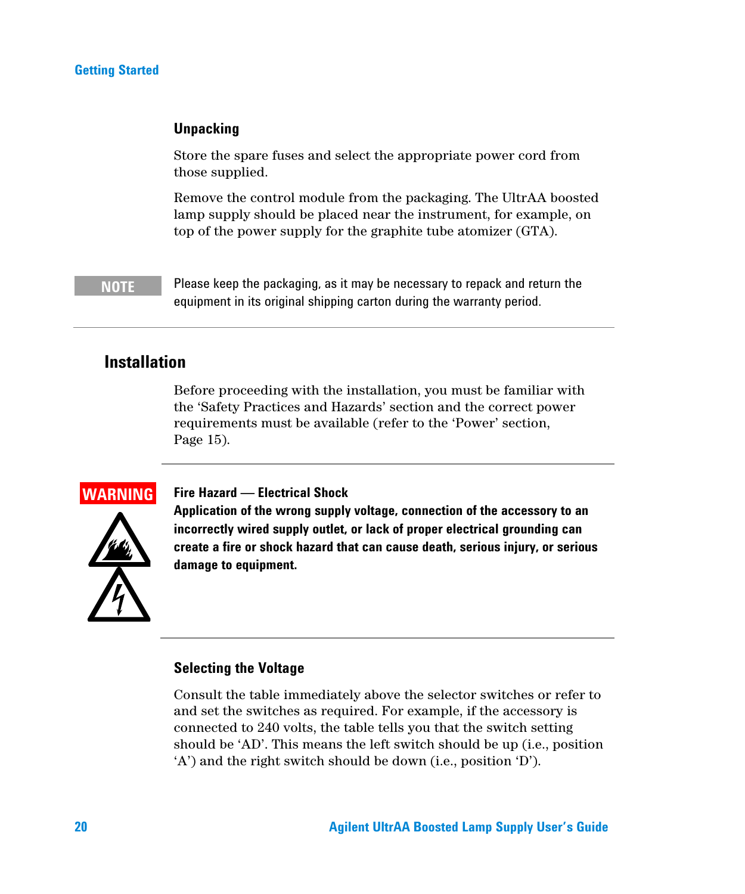### Unpacking

Store the spare fuses and select the appropriate power cord from those supplied.

Remove the control module from the packaging. The UltrAA boosted lamp supply should be placed near the instrument, for example, on top of the power supply for the graphite tube atomizer (GTA).

**NOTE**

Please keep the packaging, as it may be necessary to repack and return the equipment in its original shipping carton during the warranty period.

## Installation

Before proceeding with the installation, you must be familiar with the 'Safety Practices and Hazards' section and the correct power requirements must be available (refer to the 'Power' section, Page 15).

**WARNING**

**Fire Hazard — Electrical Shock**
**Application of the wrong supply voltage, connection of the accessory to an incorrectly wired supply outlet, or lack of proper electrical grounding can create a fire or shock hazard that can cause death, serious injury, or serious damage to equipment.**

### Selecting the Voltage

Consult the table immediately above the selector switches or refer to and set the switches as required. For example, if the accessory is connected to 240 volts, the table tells you that the switch setting should be 'AD'. This means the left switch should be up (i.e., position 'A') and the right switch should be down (i.e., position 'D').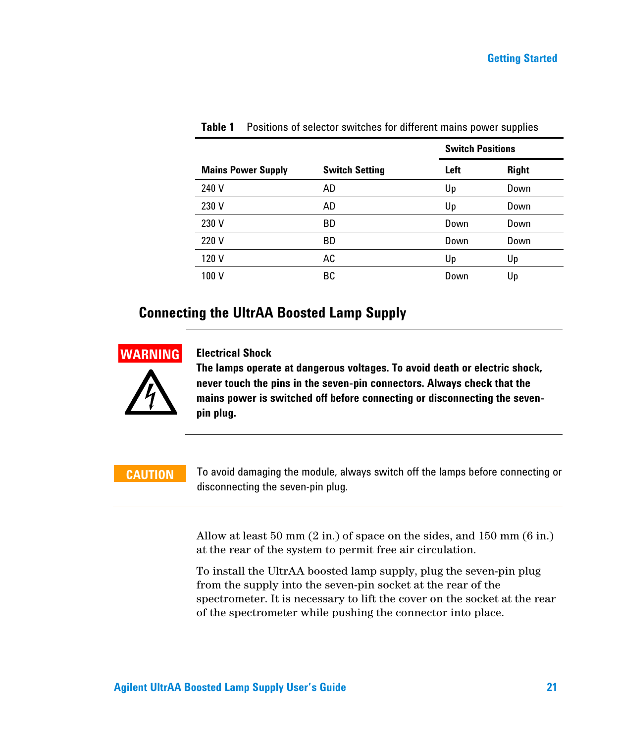**Table 1** Positions of selector switches for different mains power supplies

| Mains Power Supply | Switch Setting | Switch Positions | |
|---|---|---|---|
| | | **Left** | **Right** |
| 240 V | AD | Up | Down |
| 230 V | AD | Up | Down |
| 230 V | BD | Down | Down |
| 220 V | BD | Down | Down |
| 120 V | AC | Up | Up |
| 100 V | BC | Down | Up |

## Connecting the UltrAA Boosted Lamp Supply

**WARNING**

**Electrical Shock**
**The lamps operate at dangerous voltages. To avoid death or electric shock, never touch the pins in the seven-pin connectors. Always check that the mains power is switched off before connecting or disconnecting the seven-pin plug.**

**CAUTION**

To avoid damaging the module, always switch off the lamps before connecting or disconnecting the seven-pin plug.

Allow at least 50 mm (2 in.) of space on the sides, and 150 mm (6 in.) at the rear of the system to permit free air circulation.

To install the UltrAA boosted lamp supply, plug the seven-pin plug from the supply into the seven-pin socket at the rear of the spectrometer. It is necessary to lift the cover on the socket at the rear of the spectrometer while pushing the connector into place.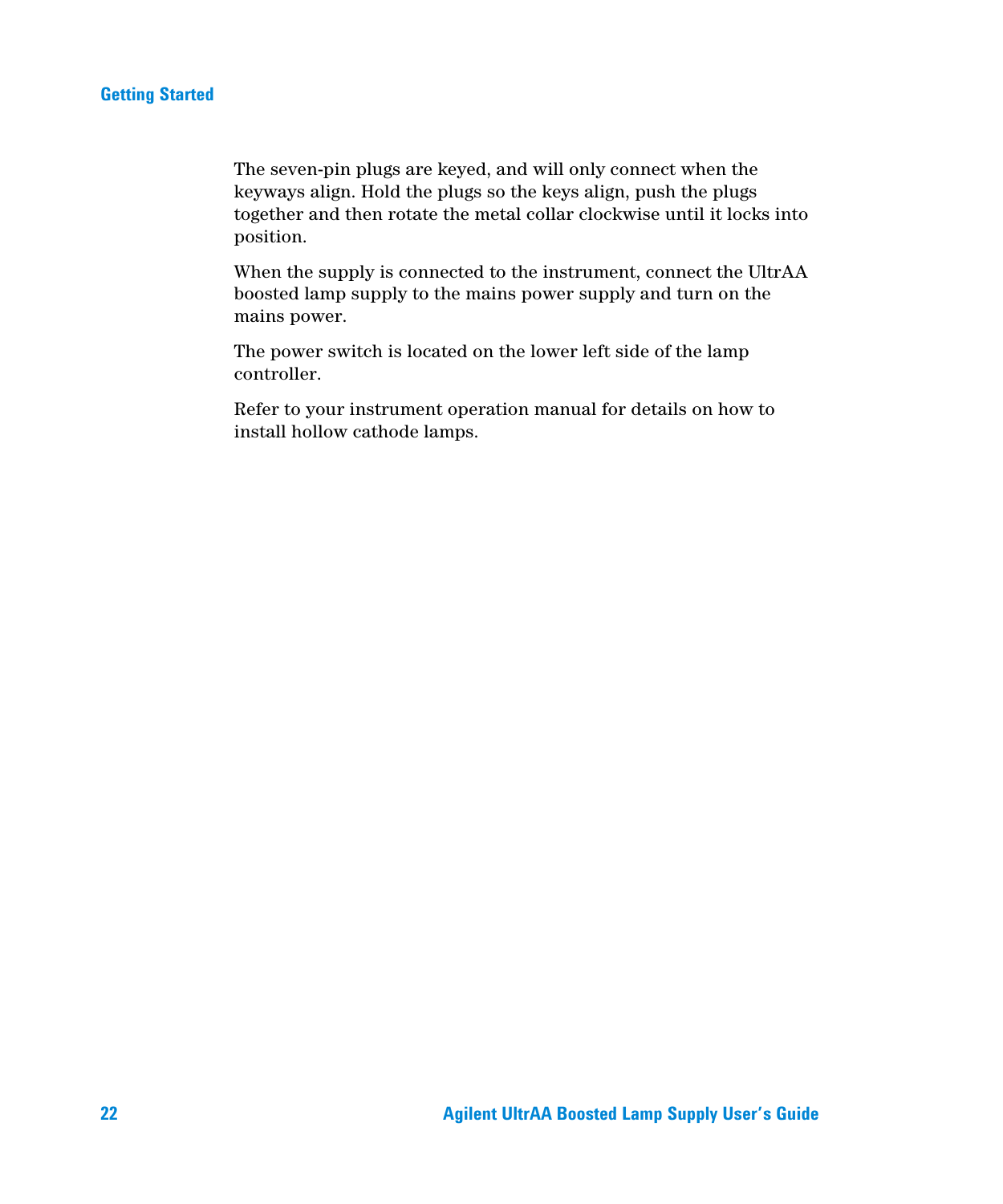The seven-pin plugs are keyed, and will only connect when the keyways align. Hold the plugs so the keys align, push the plugs together and then rotate the metal collar clockwise until it locks into position.

When the supply is connected to the instrument, connect the UltrAA boosted lamp supply to the mains power supply and turn on the mains power.

The power switch is located on the lower left side of the lamp controller.

Refer to your instrument operation manual for details on how to install hollow cathode lamps.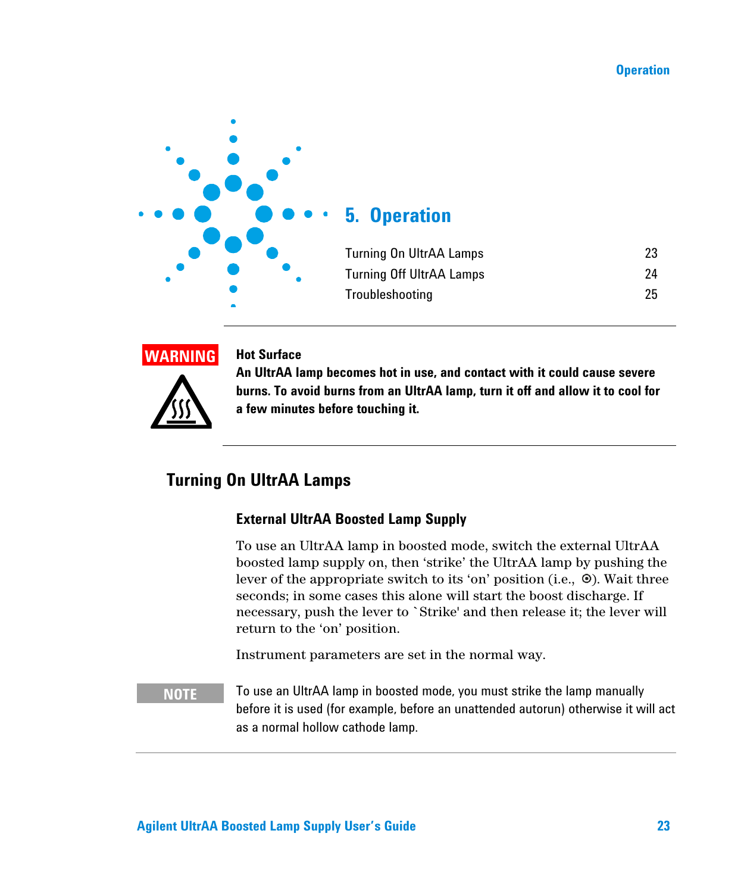# 5. Operation

| | |
|---|---|
| Turning On UltrAA Lamps | 23 |
| Turning Off UltrAA Lamps | 24 |
| Troubleshooting | 25 |

**WARNING**

**Hot Surface**

**An UltrAA lamp becomes hot in use, and contact with it could cause severe burns. To avoid burns from an UltrAA lamp, turn it off and allow it to cool for a few minutes before touching it.**

## Turning On UltrAA Lamps

### External UltrAA Boosted Lamp Supply

To use an UltrAA lamp in boosted mode, switch the external UltrAA boosted lamp supply on, then 'strike' the UltrAA lamp by pushing the lever of the appropriate switch to its 'on' position (i.e., ⊙). Wait three seconds; in some cases this alone will start the boost discharge. If necessary, push the lever to `Strike' and then release it; the lever will return to the 'on' position.

Instrument parameters are set in the normal way.

**NOTE** To use an UltrAA lamp in boosted mode, you must strike the lamp manually before it is used (for example, before an unattended autorun) otherwise it will act as a normal hollow cathode lamp.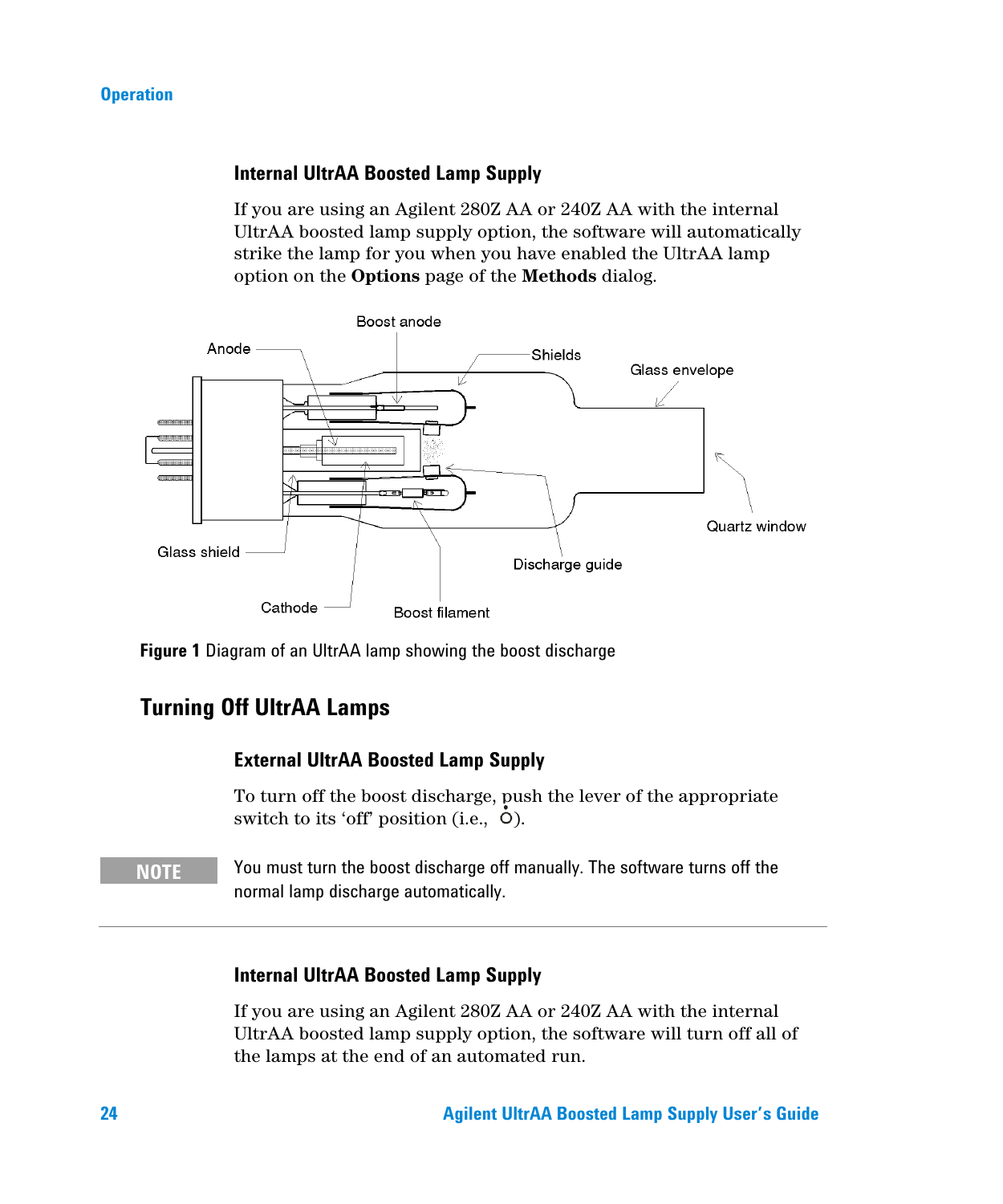### Internal UltrAA Boosted Lamp Supply

If you are using an Agilent 280Z AA or 240Z AA with the internal UltrAA boosted lamp supply option, the software will automatically strike the lamp for you when you have enabled the UltrAA lamp option on the **Options** page of the **Methods** dialog.

**Figure 1** Diagram of an UltrAA lamp showing the boost discharge

## Turning Off UltrAA Lamps

### External UltrAA Boosted Lamp Supply

To turn off the boost discharge, push the lever of the appropriate switch to its 'off' position (i.e., O).

**NOTE** You must turn the boost discharge off manually. The software turns off the normal lamp discharge automatically.

### Internal UltrAA Boosted Lamp Supply

If you are using an Agilent 280Z AA or 240Z AA with the internal UltrAA boosted lamp supply option, the software will turn off all of the lamps at the end of an automated run.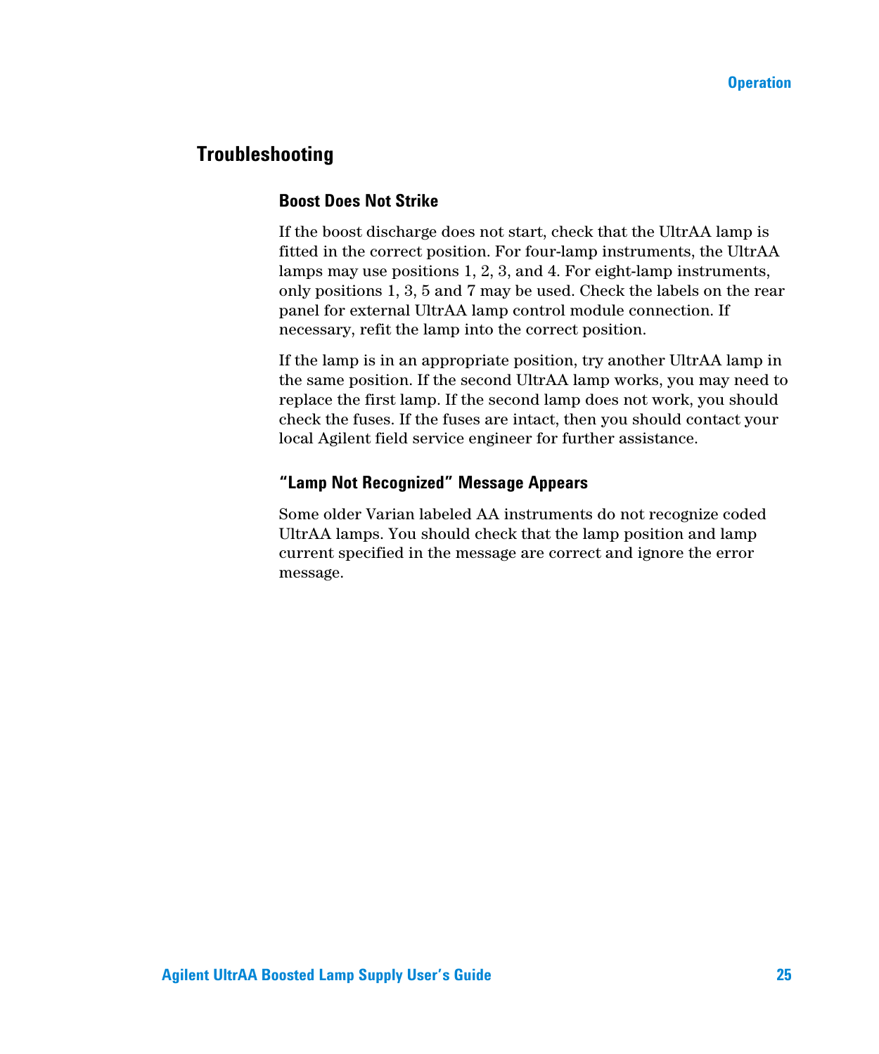## Troubleshooting

### Boost Does Not Strike

If the boost discharge does not start, check that the UltrAA lamp is fitted in the correct position. For four-lamp instruments, the UltrAA lamps may use positions 1, 2, 3, and 4. For eight-lamp instruments, only positions 1, 3, 5 and 7 may be used. Check the labels on the rear panel for external UltrAA lamp control module connection. If necessary, refit the lamp into the correct position.

If the lamp is in an appropriate position, try another UltrAA lamp in the same position. If the second UltrAA lamp works, you may need to replace the first lamp. If the second lamp does not work, you should check the fuses. If the fuses are intact, then you should contact your local Agilent field service engineer for further assistance.

### "Lamp Not Recognized" Message Appears

Some older Varian labeled AA instruments do not recognize coded UltrAA lamps. You should check that the lamp position and lamp current specified in the message are correct and ignore the error message.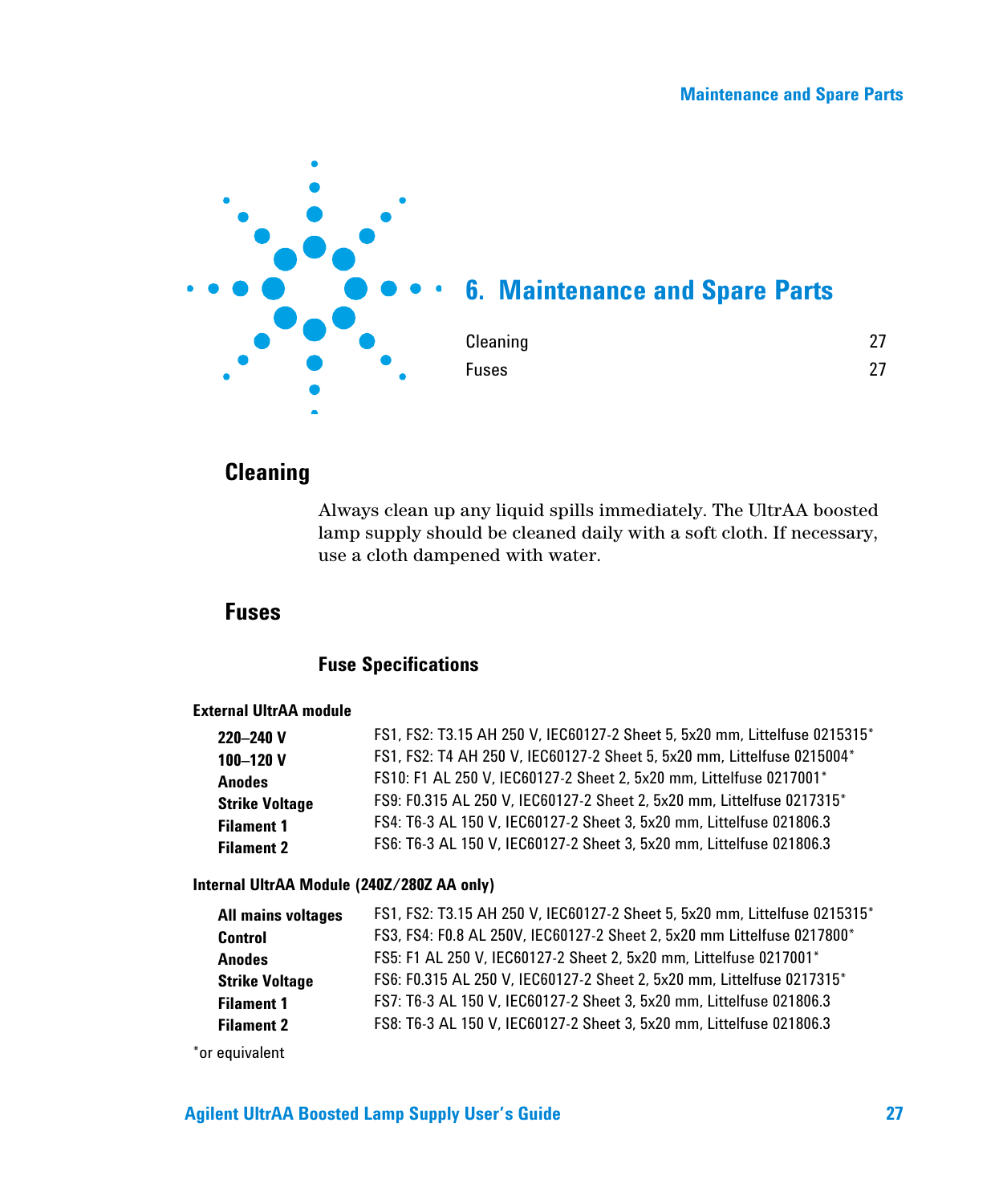# 6. Maintenance and Spare Parts

Cleaning 27

Fuses 27

## Cleaning

Always clean up any liquid spills immediately. The UltrAA boosted lamp supply should be cleaned daily with a soft cloth. If necessary, use a cloth dampened with water.

## Fuses

### Fuse Specifications

**External UltrAA module**

| | |
|---|---|
| **220–240 V** | FS1, FS2: T3.15 AH 250 V, IEC60127-2 Sheet 5, 5x20 mm, Littelfuse 0215315* |
| **100–120 V** | FS1, FS2: T4 AH 250 V, IEC60127-2 Sheet 5, 5x20 mm, Littelfuse 0215004* |
| **Anodes** | FS10: F1 AL 250 V, IEC60127-2 Sheet 2, 5x20 mm, Littelfuse 0217001* |
| **Strike Voltage** | FS9: F0.315 AL 250 V, IEC60127-2 Sheet 2, 5x20 mm, Littelfuse 0217315* |
| **Filament 1** | FS4: T6-3 AL 150 V, IEC60127-2 Sheet 3, 5x20 mm, Littelfuse 021806.3 |
| **Filament 2** | FS6: T6-3 AL 150 V, IEC60127-2 Sheet 3, 5x20 mm, Littelfuse 021806.3 |

**Internal UltrAA Module (240Z/280Z AA only)**

| | |
|---|---|
| **All mains voltages** | FS1, FS2: T3.15 AH 250 V, IEC60127-2 Sheet 5, 5x20 mm, Littelfuse 0215315* |
| **Control** | FS3, FS4: F0.8 AL 250V, IEC60127-2 Sheet 2, 5x20 mm Littelfuse 0217800* |
| **Anodes** | FS5: F1 AL 250 V, IEC60127-2 Sheet 2, 5x20 mm, Littelfuse 0217001* |
| **Strike Voltage** | FS6: F0.315 AL 250 V, IEC60127-2 Sheet 2, 5x20 mm, Littelfuse 0217315* |
| **Filament 1** | FS7: T6-3 AL 150 V, IEC60127-2 Sheet 3, 5x20 mm, Littelfuse 021806.3 |
| **Filament 2** | FS8: T6-3 AL 150 V, IEC60127-2 Sheet 3, 5x20 mm, Littelfuse 021806.3 |

*or equivalent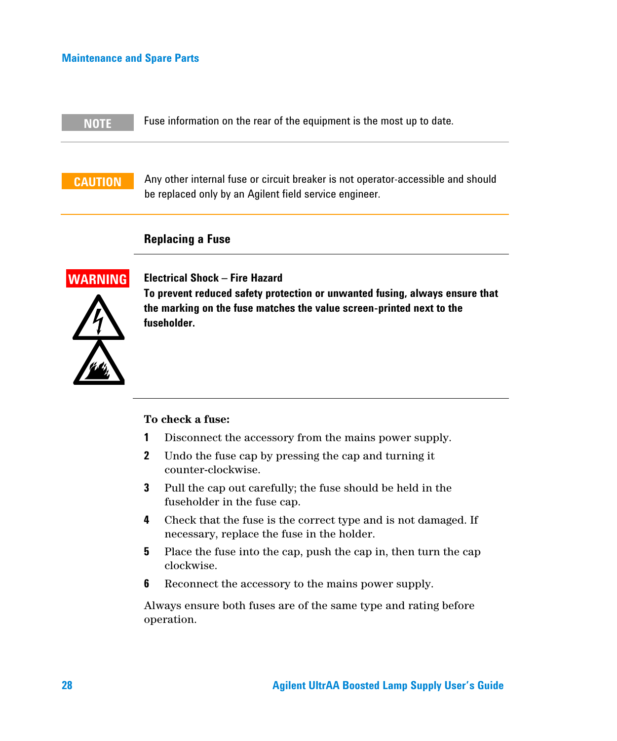**NOTE**

Fuse information on the rear of the equipment is the most up to date.

---

**CAUTION**

Any other internal fuse or circuit breaker is not operator-accessible and should be replaced only by an Agilent field service engineer.

---

### Replacing a Fuse

**WARNING**

**Electrical Shock – Fire Hazard**
**To prevent reduced safety protection or unwanted fusing, always ensure that the marking on the fuse matches the value screen-printed next to the fuseholder.**

---

**To check a fuse:**

1. Disconnect the accessory from the mains power supply.
2. Undo the fuse cap by pressing the cap and turning it counter-clockwise.
3. Pull the cap out carefully; the fuse should be held in the fuseholder in the fuse cap.
4. Check that the fuse is the correct type and is not damaged. If necessary, replace the fuse in the holder.
5. Place the fuse into the cap, push the cap in, then turn the cap clockwise.
6. Reconnect the accessory to the mains power supply.

Always ensure both fuses are of the same type and rating before operation.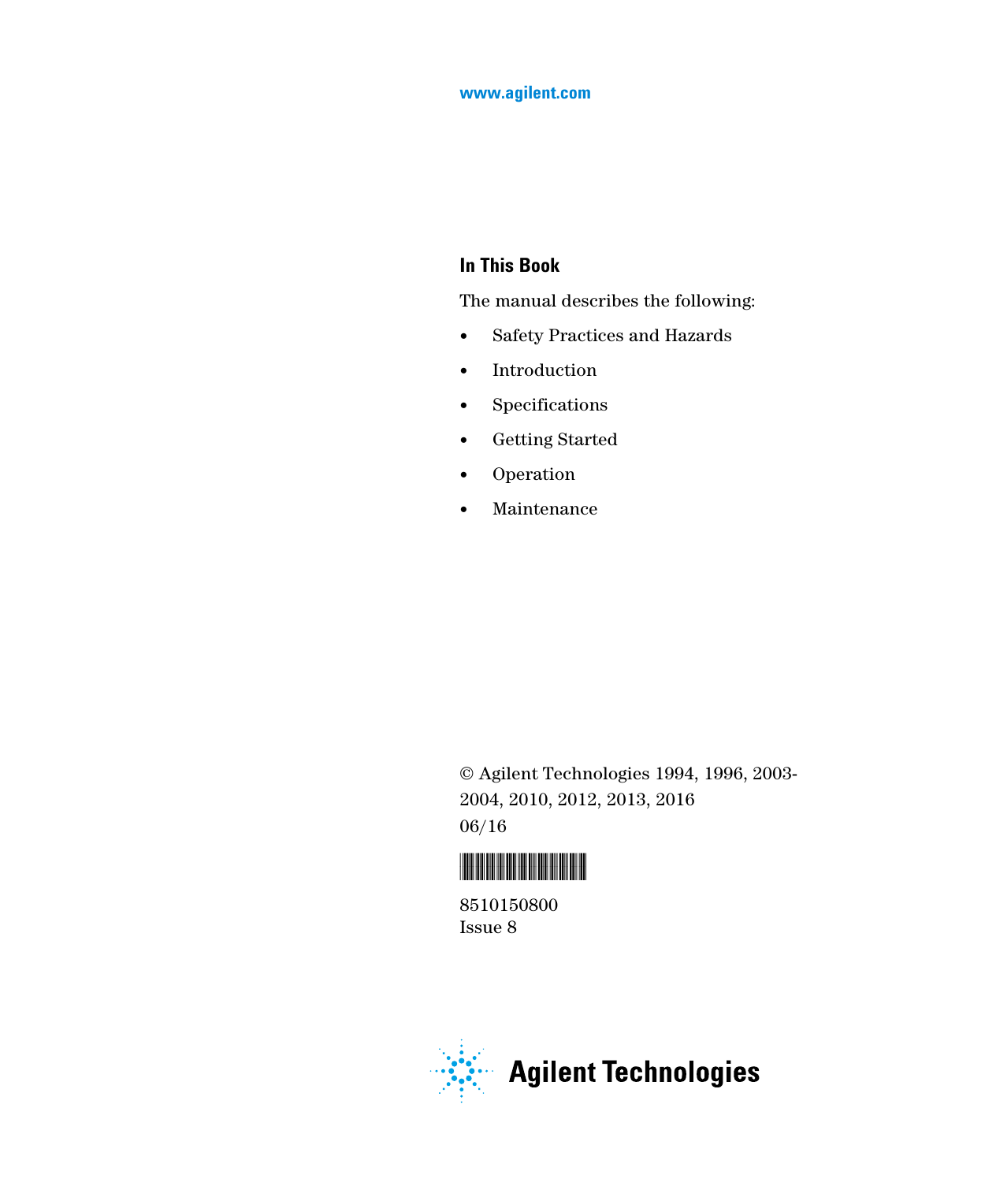www.agilent.com

## In This Book

The manual describes the following:

- Safety Practices and Hazards
- Introduction
- Specifications
- Getting Started
- Operation
- Maintenance

© Agilent Technologies 1994, 1996, 2003-2004, 2010, 2012, 2013, 2016

06/16

8510150800

Issue 8

Agilent Technologies